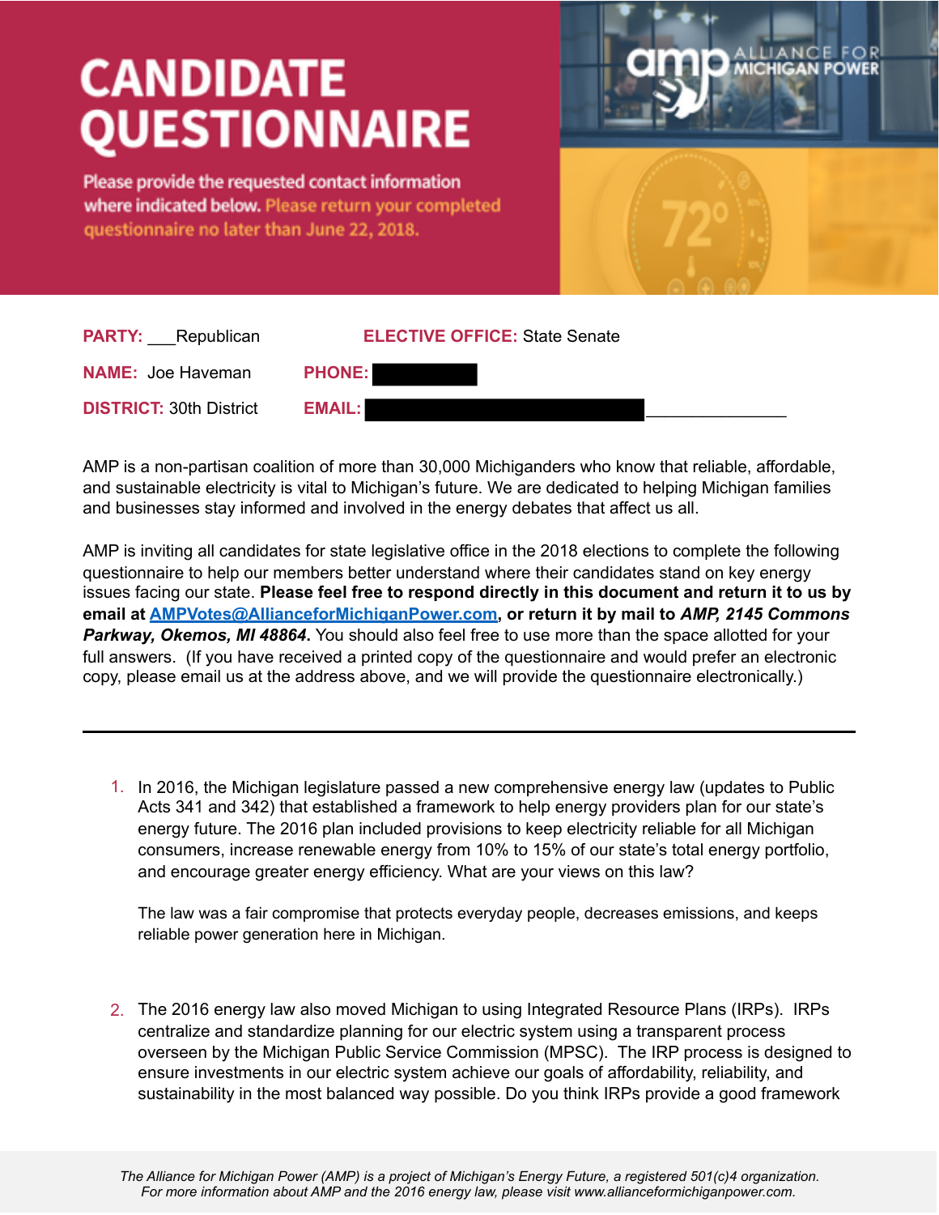# CANDIDATE QUESTIONNAIRE

Please provide the requested contact information where indicated below. Please return your completed questionnaire no later than June 22, 2018.

amp ALLIANCE FOR MICHIGAN POWER

**PARTY:** ___Republican **ELECTIVE OFFICE:** State Senate

**NAME:** Joe Haveman **PHONE:**

**DISTRICT:** 30th District **EMAIL:** _______________

AMP is a non-partisan coalition of more than 30,000 Michiganders who know that reliable, affordable, and sustainable electricity is vital to Michigan's future. We are dedicated to helping Michigan families and businesses stay informed and involved in the energy debates that affect us all.

AMP is inviting all candidates for state legislative office in the 2018 elections to complete the following questionnaire to help our members better understand where their candidates stand on key energy issues facing our state. **Please feel free to respond directly in this document and return it to us by email at [AMPVotes@AllianceforMichiganPower.com](mailto:AMPVotes@AllianceforMichiganPower.com), or return it by mail to *AMP, 2145 Commons Parkway, Okemos, MI 48864*.** You should also feel free to use more than the space allotted for your full answers. (If you have received a printed copy of the questionnaire and would prefer an electronic copy, please email us at the address above, and we will provide the questionnaire electronically.)

---

1. In 2016, the Michigan legislature passed a new comprehensive energy law (updates to Public Acts 341 and 342) that established a framework to help energy providers plan for our state's energy future. The 2016 plan included provisions to keep electricity reliable for all Michigan consumers, increase renewable energy from 10% to 15% of our state's total energy portfolio, and encourage greater energy efficiency. What are your views on this law?

   The law was a fair compromise that protects everyday people, decreases emissions, and keeps reliable power generation here in Michigan.

2. The 2016 energy law also moved Michigan to using Integrated Resource Plans (IRPs). IRPs centralize and standardize planning for our electric system using a transparent process overseen by the Michigan Public Service Commission (MPSC). The IRP process is designed to ensure investments in our electric system achieve our goals of affordability, reliability, and sustainability in the most balanced way possible. Do you think IRPs provide a good framework

*The Alliance for Michigan Power (AMP) is a project of Michigan's Energy Future, a registered 501(c)4 organization. For more information about AMP and the 2016 energy law, please visit www.allianceformichiganpower.com.*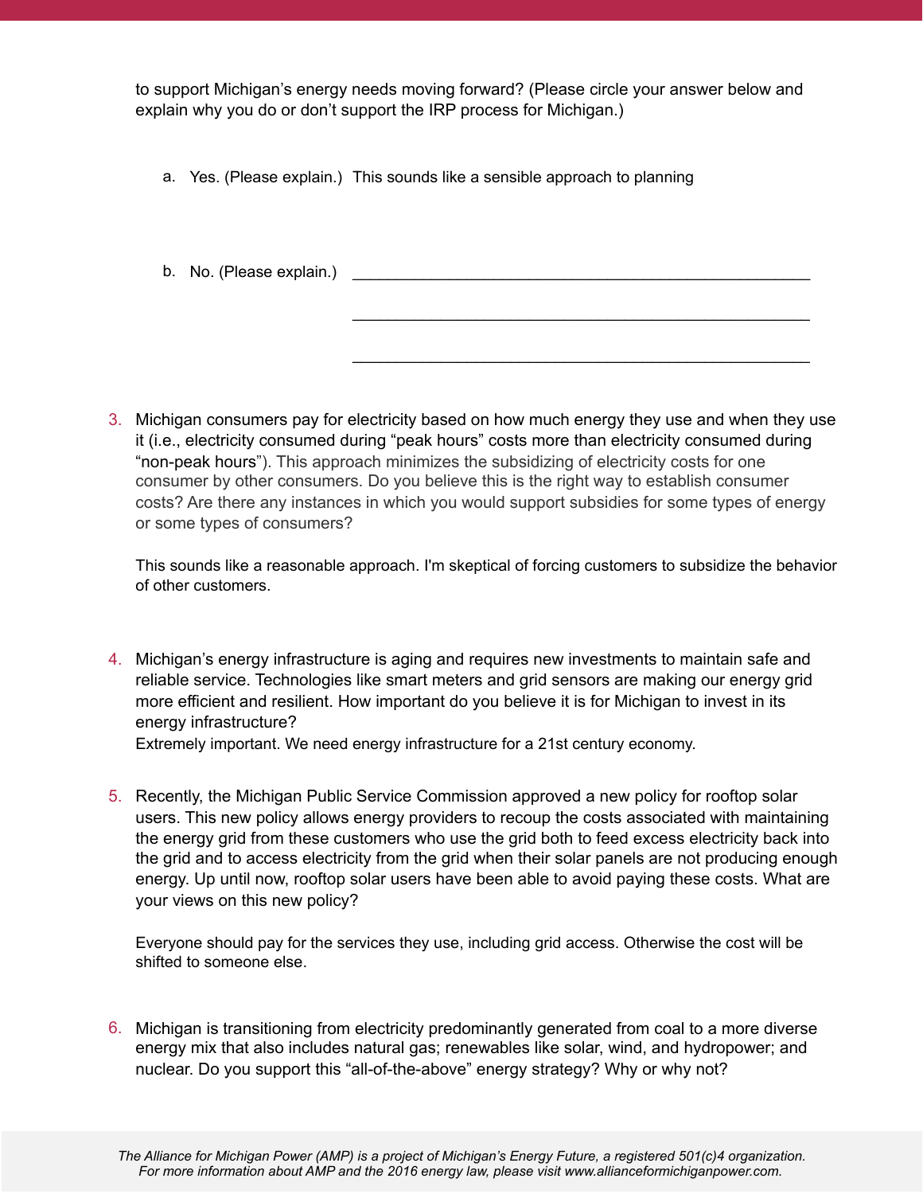to support Michigan's energy needs moving forward? (Please circle your answer below and explain why you do or don't support the IRP process for Michigan.)

a. Yes. (Please explain.) This sounds like a sensible approach to planning

b. No. (Please explain.) ______________________________________________

______________________________________________

______________________________________________

3. Michigan consumers pay for electricity based on how much energy they use and when they use it (i.e., electricity consumed during "peak hours" costs more than electricity consumed during "non-peak hours"). This approach minimizes the subsidizing of electricity costs for one consumer by other consumers. Do you believe this is the right way to establish consumer costs? Are there any instances in which you would support subsidies for some types of energy or some types of consumers?

   This sounds like a reasonable approach. I'm skeptical of forcing customers to subsidize the behavior of other customers.

4. Michigan's energy infrastructure is aging and requires new investments to maintain safe and reliable service. Technologies like smart meters and grid sensors are making our energy grid more efficient and resilient. How important do you believe it is for Michigan to invest in its energy infrastructure?
   Extremely important. We need energy infrastructure for a 21st century economy.

5. Recently, the Michigan Public Service Commission approved a new policy for rooftop solar users. This new policy allows energy providers to recoup the costs associated with maintaining the energy grid from these customers who use the grid both to feed excess electricity back into the grid and to access electricity from the grid when their solar panels are not producing enough energy. Up until now, rooftop solar users have been able to avoid paying these costs. What are your views on this new policy?

   Everyone should pay for the services they use, including grid access. Otherwise the cost will be shifted to someone else.

6. Michigan is transitioning from electricity predominantly generated from coal to a more diverse energy mix that also includes natural gas; renewables like solar, wind, and hydropower; and nuclear. Do you support this "all-of-the-above" energy strategy? Why or why not?

*The Alliance for Michigan Power (AMP) is a project of Michigan's Energy Future, a registered 501(c)4 organization. For more information about AMP and the 2016 energy law, please visit www.allianceformichiganpower.com.*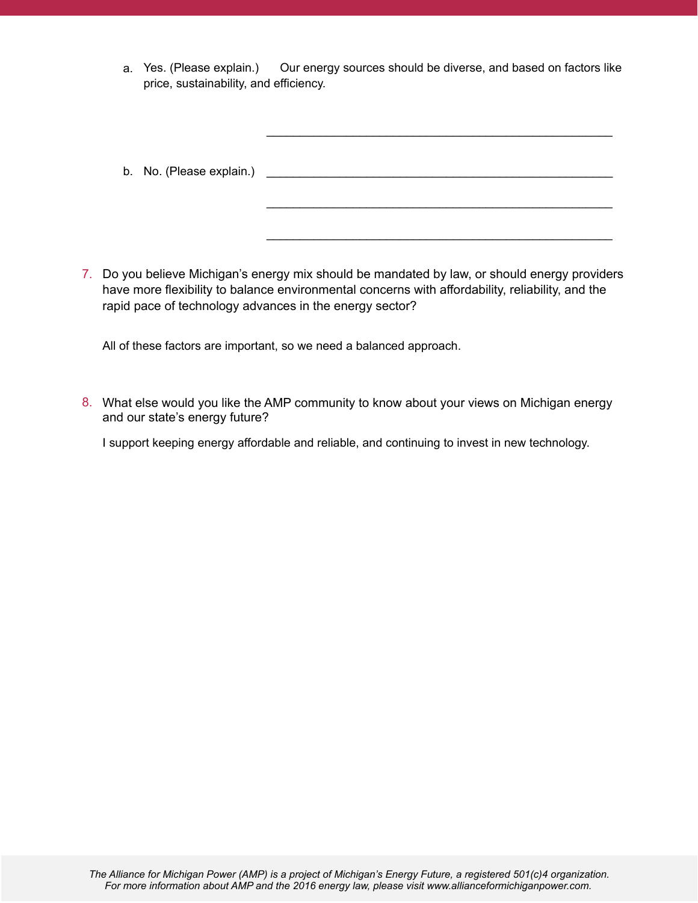a. Yes. (Please explain.) Our energy sources should be diverse, and based on factors like price, sustainability, and efficiency.

\_\_\_\_\_\_\_\_\_\_\_\_\_\_\_\_\_\_\_\_\_\_\_\_\_\_\_\_\_\_\_\_\_\_\_\_\_\_\_\_\_\_\_\_\_\_\_\_

b. No. (Please explain.) \_\_\_\_\_\_\_\_\_\_\_\_\_\_\_\_\_\_\_\_\_\_\_\_\_\_\_\_\_\_\_\_\_\_\_\_\_\_\_\_\_\_\_\_\_\_\_\_

\_\_\_\_\_\_\_\_\_\_\_\_\_\_\_\_\_\_\_\_\_\_\_\_\_\_\_\_\_\_\_\_\_\_\_\_\_\_\_\_\_\_\_\_\_\_\_\_

\_\_\_\_\_\_\_\_\_\_\_\_\_\_\_\_\_\_\_\_\_\_\_\_\_\_\_\_\_\_\_\_\_\_\_\_\_\_\_\_\_\_\_\_\_\_\_\_

7. Do you believe Michigan's energy mix should be mandated by law, or should energy providers have more flexibility to balance environmental concerns with affordability, reliability, and the rapid pace of technology advances in the energy sector?

   All of these factors are important, so we need a balanced approach.

8. What else would you like the AMP community to know about your views on Michigan energy and our state's energy future?

   I support keeping energy affordable and reliable, and continuing to invest in new technology.

*The Alliance for Michigan Power (AMP) is a project of Michigan's Energy Future, a registered 501(c)4 organization. For more information about AMP and the 2016 energy law, please visit www.allianceformichiganpower.com.*